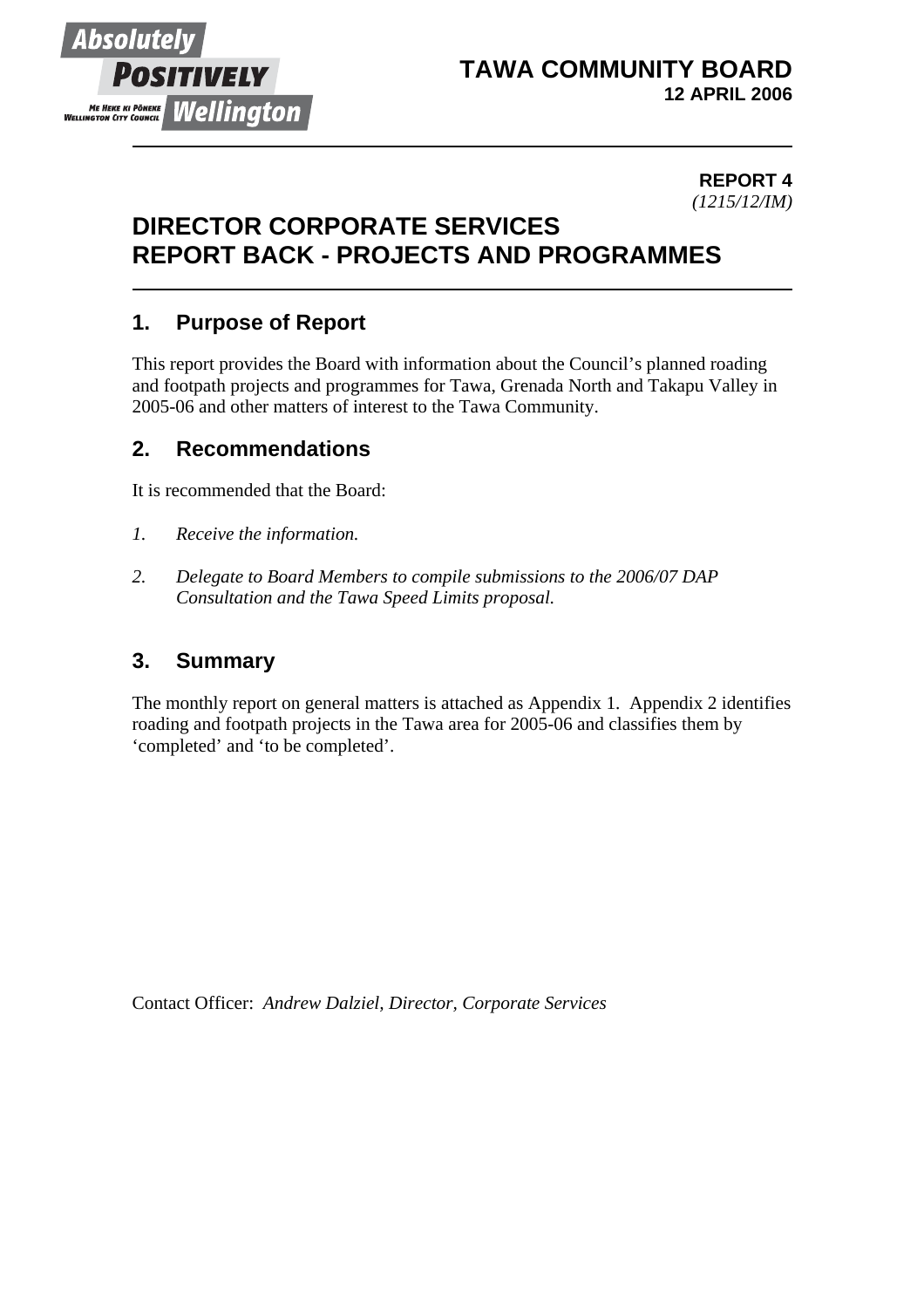**TAWA COMMUNITY BOARD**
**12 APRIL 2006**

**REPORT 4**
*(1215/12/IM)*

# DIRECTOR CORPORATE SERVICES REPORT BACK - PROJECTS AND PROGRAMMES

## 1. Purpose of Report

This report provides the Board with information about the Council's planned roading and footpath projects and programmes for Tawa, Grenada North and Takapu Valley in 2005-06 and other matters of interest to the Tawa Community.

## 2. Recommendations

It is recommended that the Board:

1. *Receive the information.*

2. *Delegate to Board Members to compile submissions to the 2006/07 DAP Consultation and the Tawa Speed Limits proposal.*

## 3. Summary

The monthly report on general matters is attached as Appendix 1. Appendix 2 identifies roading and footpath projects in the Tawa area for 2005-06 and classifies them by 'completed' and 'to be completed'.

Contact Officer: *Andrew Dalziel, Director, Corporate Services*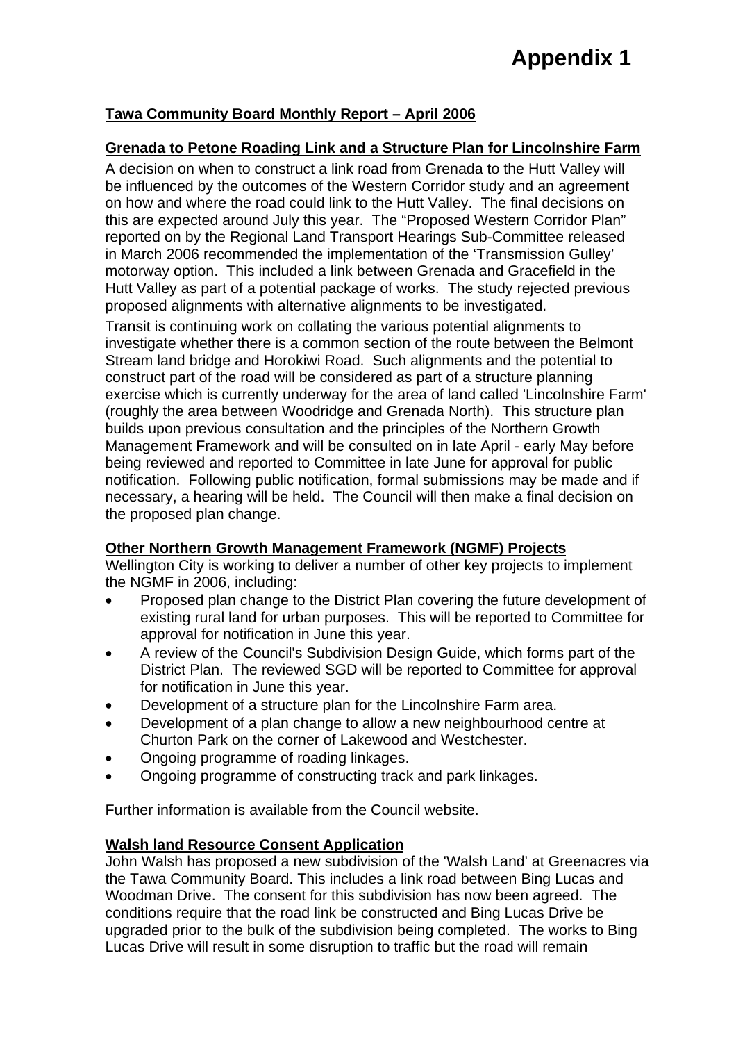# Appendix 1

**Tawa Community Board Monthly Report – April 2006**

**Grenada to Petone Roading Link and a Structure Plan for Lincolnshire Farm**

A decision on when to construct a link road from Grenada to the Hutt Valley will be influenced by the outcomes of the Western Corridor study and an agreement on how and where the road could link to the Hutt Valley. The final decisions on this are expected around July this year. The "Proposed Western Corridor Plan" reported on by the Regional Land Transport Hearings Sub-Committee released in March 2006 recommended the implementation of the 'Transmission Gulley' motorway option. This included a link between Grenada and Gracefield in the Hutt Valley as part of a potential package of works. The study rejected previous proposed alignments with alternative alignments to be investigated.

Transit is continuing work on collating the various potential alignments to investigate whether there is a common section of the route between the Belmont Stream land bridge and Horokiwi Road. Such alignments and the potential to construct part of the road will be considered as part of a structure planning exercise which is currently underway for the area of land called 'Lincolnshire Farm' (roughly the area between Woodridge and Grenada North). This structure plan builds upon previous consultation and the principles of the Northern Growth Management Framework and will be consulted on in late April - early May before being reviewed and reported to Committee in late June for approval for public notification. Following public notification, formal submissions may be made and if necessary, a hearing will be held. The Council will then make a final decision on the proposed plan change.

**Other Northern Growth Management Framework (NGMF) Projects**

Wellington City is working to deliver a number of other key projects to implement the NGMF in 2006, including:

- Proposed plan change to the District Plan covering the future development of existing rural land for urban purposes. This will be reported to Committee for approval for notification in June this year.
- A review of the Council's Subdivision Design Guide, which forms part of the District Plan. The reviewed SGD will be reported to Committee for approval for notification in June this year.
- Development of a structure plan for the Lincolnshire Farm area.
- Development of a plan change to allow a new neighbourhood centre at Churton Park on the corner of Lakewood and Westchester.
- Ongoing programme of roading linkages.
- Ongoing programme of constructing track and park linkages.

Further information is available from the Council website.

**Walsh land Resource Consent Application**

John Walsh has proposed a new subdivision of the 'Walsh Land' at Greenacres via the Tawa Community Board. This includes a link road between Bing Lucas and Woodman Drive. The consent for this subdivision has now been agreed. The conditions require that the road link be constructed and Bing Lucas Drive be upgraded prior to the bulk of the subdivision being completed. The works to Bing Lucas Drive will result in some disruption to traffic but the road will remain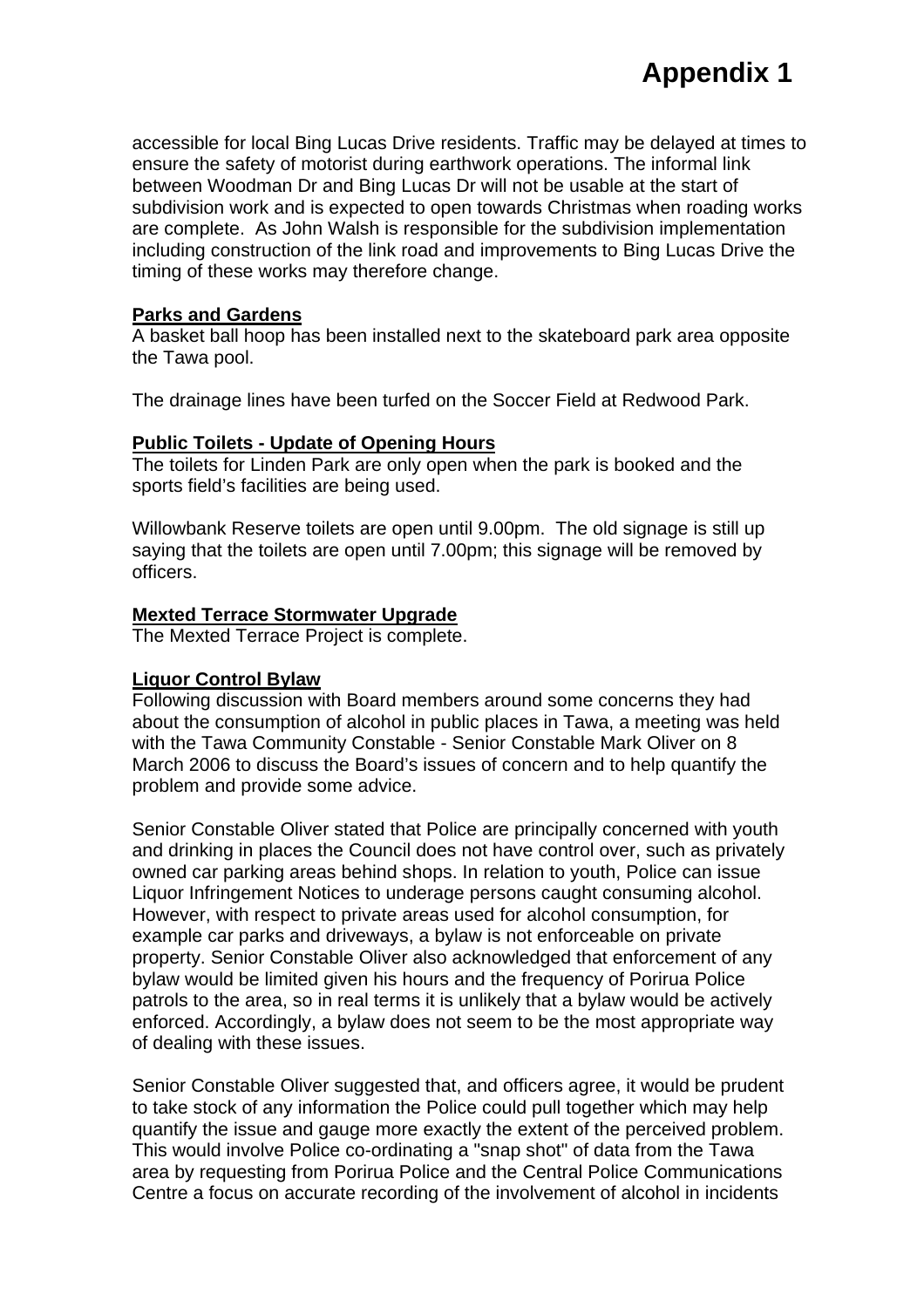accessible for local Bing Lucas Drive residents. Traffic may be delayed at times to ensure the safety of motorist during earthwork operations. The informal link between Woodman Dr and Bing Lucas Dr will not be usable at the start of subdivision work and is expected to open towards Christmas when roading works are complete. As John Walsh is responsible for the subdivision implementation including construction of the link road and improvements to Bing Lucas Drive the timing of these works may therefore change.

**Parks and Gardens**

A basket ball hoop has been installed next to the skateboard park area opposite the Tawa pool.

The drainage lines have been turfed on the Soccer Field at Redwood Park.

**Public Toilets - Update of Opening Hours**

The toilets for Linden Park are only open when the park is booked and the sports field's facilities are being used.

Willowbank Reserve toilets are open until 9.00pm. The old signage is still up saying that the toilets are open until 7.00pm; this signage will be removed by officers.

**Mexted Terrace Stormwater Upgrade**

The Mexted Terrace Project is complete.

**Liquor Control Bylaw**

Following discussion with Board members around some concerns they had about the consumption of alcohol in public places in Tawa, a meeting was held with the Tawa Community Constable - Senior Constable Mark Oliver on 8 March 2006 to discuss the Board's issues of concern and to help quantify the problem and provide some advice.

Senior Constable Oliver stated that Police are principally concerned with youth and drinking in places the Council does not have control over, such as privately owned car parking areas behind shops. In relation to youth, Police can issue Liquor Infringement Notices to underage persons caught consuming alcohol. However, with respect to private areas used for alcohol consumption, for example car parks and driveways, a bylaw is not enforceable on private property. Senior Constable Oliver also acknowledged that enforcement of any bylaw would be limited given his hours and the frequency of Porirua Police patrols to the area, so in real terms it is unlikely that a bylaw would be actively enforced. Accordingly, a bylaw does not seem to be the most appropriate way of dealing with these issues.

Senior Constable Oliver suggested that, and officers agree, it would be prudent to take stock of any information the Police could pull together which may help quantify the issue and gauge more exactly the extent of the perceived problem. This would involve Police co-ordinating a "snap shot" of data from the Tawa area by requesting from Porirua Police and the Central Police Communications Centre a focus on accurate recording of the involvement of alcohol in incidents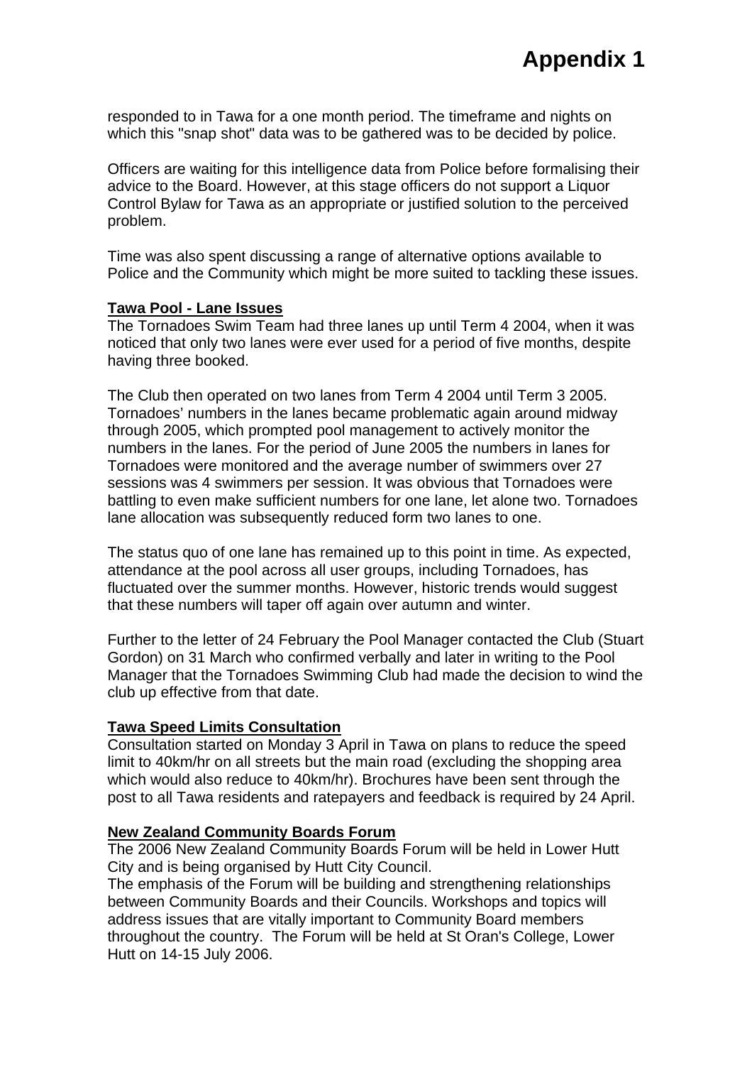# Appendix 1

responded to in Tawa for a one month period. The timeframe and nights on which this "snap shot" data was to be gathered was to be decided by police.

Officers are waiting for this intelligence data from Police before formalising their advice to the Board. However, at this stage officers do not support a Liquor Control Bylaw for Tawa as an appropriate or justified solution to the perceived problem.

Time was also spent discussing a range of alternative options available to Police and the Community which might be more suited to tackling these issues.

**Tawa Pool - Lane Issues**

The Tornadoes Swim Team had three lanes up until Term 4 2004, when it was noticed that only two lanes were ever used for a period of five months, despite having three booked.

The Club then operated on two lanes from Term 4 2004 until Term 3 2005. Tornadoes' numbers in the lanes became problematic again around midway through 2005, which prompted pool management to actively monitor the numbers in the lanes. For the period of June 2005 the numbers in lanes for Tornadoes were monitored and the average number of swimmers over 27 sessions was 4 swimmers per session. It was obvious that Tornadoes were battling to even make sufficient numbers for one lane, let alone two. Tornadoes lane allocation was subsequently reduced form two lanes to one.

The status quo of one lane has remained up to this point in time. As expected, attendance at the pool across all user groups, including Tornadoes, has fluctuated over the summer months. However, historic trends would suggest that these numbers will taper off again over autumn and winter.

Further to the letter of 24 February the Pool Manager contacted the Club (Stuart Gordon) on 31 March who confirmed verbally and later in writing to the Pool Manager that the Tornadoes Swimming Club had made the decision to wind the club up effective from that date.

**Tawa Speed Limits Consultation**

Consultation started on Monday 3 April in Tawa on plans to reduce the speed limit to 40km/hr on all streets but the main road (excluding the shopping area which would also reduce to 40km/hr). Brochures have been sent through the post to all Tawa residents and ratepayers and feedback is required by 24 April.

**New Zealand Community Boards Forum**

The 2006 New Zealand Community Boards Forum will be held in Lower Hutt City and is being organised by Hutt City Council.

The emphasis of the Forum will be building and strengthening relationships between Community Boards and their Councils. Workshops and topics will address issues that are vitally important to Community Board members throughout the country. The Forum will be held at St Oran's College, Lower Hutt on 14-15 July 2006.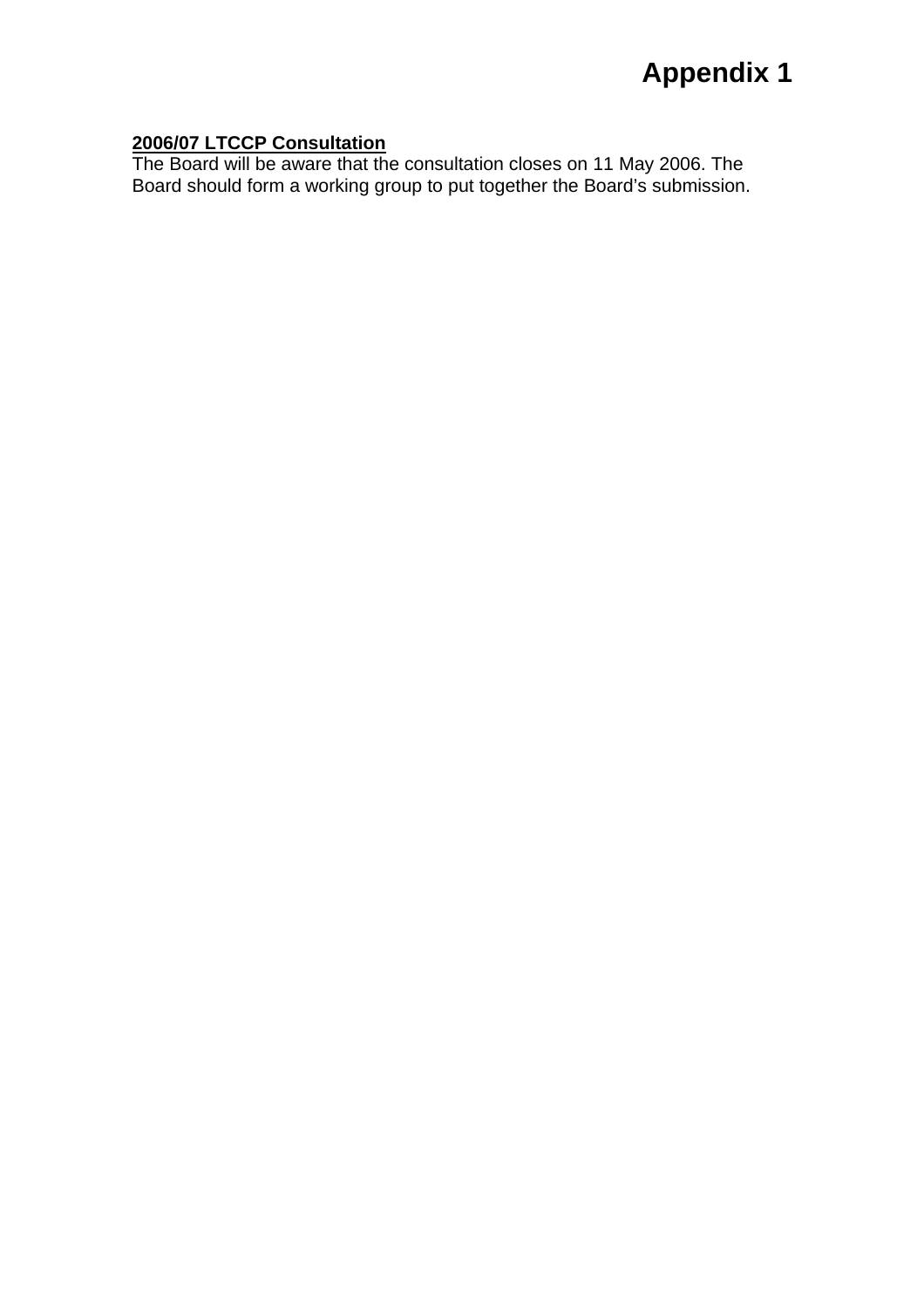# Appendix 1

**2006/07 LTCCP Consultation**

The Board will be aware that the consultation closes on 11 May 2006. The Board should form a working group to put together the Board's submission.